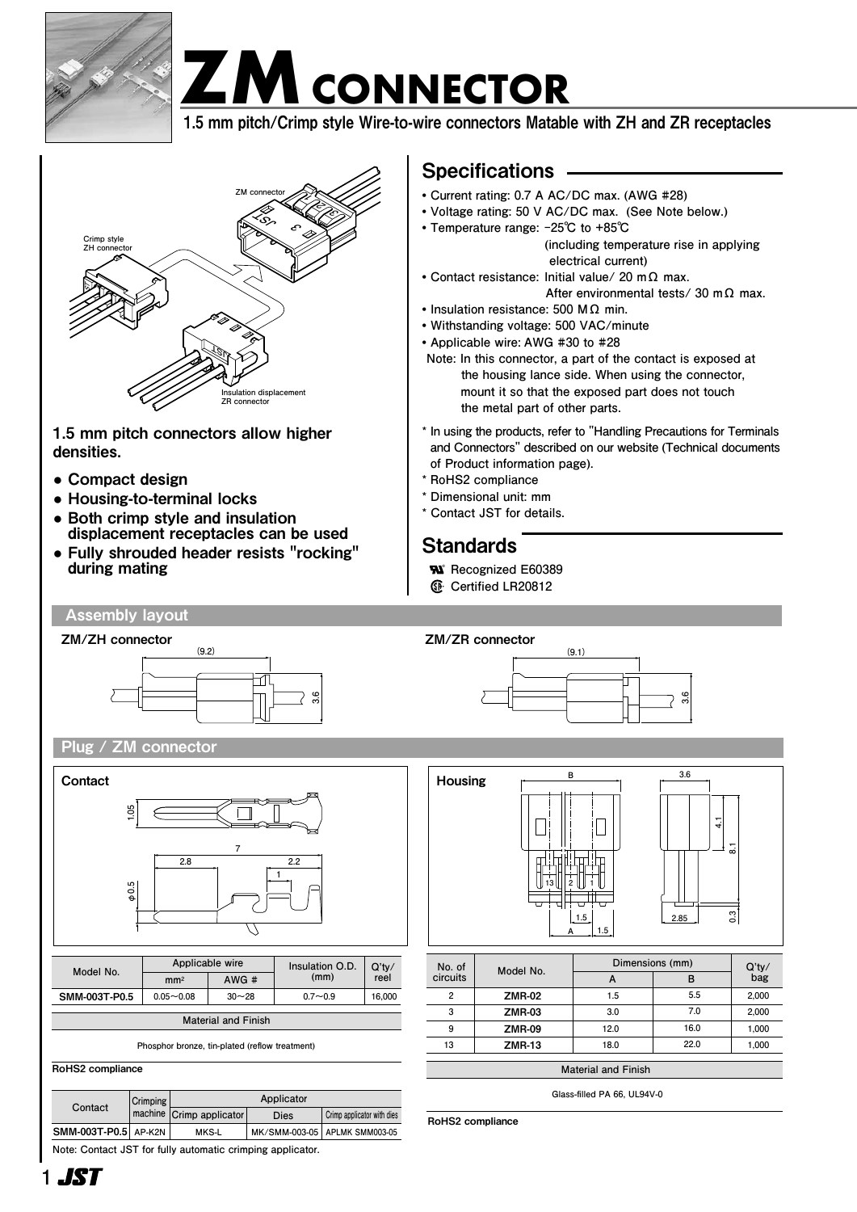# ZM CONNECTOR

**1.5 mm pitch/Crimp style Wire-to-wire connectors Matable with ZH and ZR receptacles**

ZM connector

Crimp style ZH connector

Insulation displacement ZR connector

**1.5 mm pitch connectors allow higher densities.**

- **Compact design**
- **Housing-to-terminal locks**
- **Both crimp style and insulation displacement receptacles can be used**
- **Fully shrouded header resists "rocking" during mating**

## Specifications

- Current rating: 0.7 A AC/DC max. (AWG #28)
- Voltage rating: 50 V AC/DC max. (See Note below.)
- Temperature range: -25℃ to +85℃ (including temperature rise in applying electrical current)
- Contact resistance: Initial value/ 20 mΩ max. After environmental tests/ 30 mΩ max.
- Insulation resistance: 500 MΩ min.
- Withstanding voltage: 500 VAC/minute
- Applicable wire: AWG #30 to #28

Note: In this connector, a part of the contact is exposed at the housing lance side. When using the connector, mount it so that the exposed part does not touch the metal part of other parts.

\* In using the products, refer to "Handling Precautions for Terminals and Connectors" described on our website (Technical documents of Product information page).
\* RoHS2 compliance
\* Dimensional unit: mm
\* Contact JST for details.

## Standards

Recognized E60389
Certified LR20812

## Assembly layout

**ZM/ZH connector**

(9.2) 3.6

**ZM/ZR connector**

(9.1) 3.6

## Plug / ZM connector

### Contact

1.05 7 2.8 2.2 1 φ0.5

| Model No. | Applicable wire | | Insulation O.D. (mm) | Q'ty/ reel |
|---|---|---|---|---|
| | mm² | AWG # | | |
| SMM-003T-P0.5 | 0.05～0.08 | 30～28 | 0.7～0.9 | 16,000 |

Material and Finish

Phosphor bronze, tin-plated (reflow treatment)

RoHS2 compliance

| Contact | Crimping machine | Applicator | | |
|---|---|---|---|---|
| | | Crimp applicator | Dies | Crimp applicator with dies |
| SMM-003T-P0.5 | AP-K2N | MKS-L | MK/SMM-003-05 | APLMK SMM003-05 |

Note: Contact JST for fully automatic crimping applicator.

### Housing

B 3.6 4.1 8.1 13 2 1 1.5 A 1.5 2.85 0.3

| No. of circuits | Model No. | Dimensions (mm) | | Q'ty/ bag |
|---|---|---|---|---|
| | | A | B | |
| 2 | ZMR-02 | 1.5 | 5.5 | 2,000 |
| 3 | ZMR-03 | 3.0 | 7.0 | 2,000 |
| 9 | ZMR-09 | 12.0 | 16.0 | 1,000 |
| 13 | ZMR-13 | 18.0 | 22.0 | 1,000 |

Material and Finish

Glass-filled PA 66, UL94V-0

RoHS2 compliance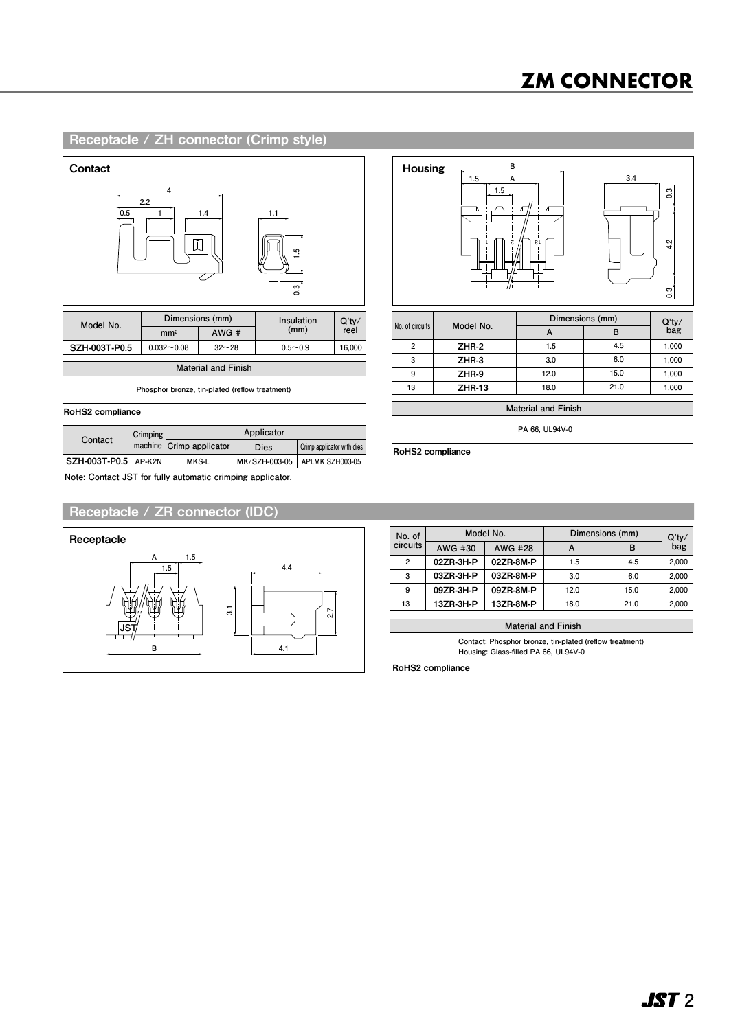## Receptacle / ZH connector (Crimp style)

### Contact

4
2.2
0.5
1
1.4
1.1
1.5
0.3

| Model No. | Dimensions (mm) | | Insulation (mm) | Q'ty/ reel |
|---|---|---|---|---|
| | mm² | AWG # | | |
| **SZH-003T-P0.5** | 0.032～0.08 | 32～28 | 0.5～0.9 | 16,000 |

**Material and Finish**

Phosphor bronze, tin-plated (reflow treatment)

**RoHS2 compliance**

| Contact | Crimping machine | Applicator | | |
|---|---|---|---|---|
| | | Crimp applicator | Dies | Crimp applicator with dies |
| **SZH-003T-P0.5** | AP-K2N | MKS-L | MK/SZH-003-05 | APLMK SZH003-05 |

Note: Contact JST for fully automatic crimping applicator.

### Housing

B
1.5
A
1.5
3.4
0.3
4.2
0.3

| No. of circuits | Model No. | Dimensions (mm) | | Q'ty/ bag |
|---|---|---|---|---|
| | | A | B | |
| 2 | **ZHR-2** | 1.5 | 4.5 | 1,000 |
| 3 | **ZHR-3** | 3.0 | 6.0 | 1,000 |
| 9 | **ZHR-9** | 12.0 | 15.0 | 1,000 |
| 13 | **ZHR-13** | 18.0 | 21.0 | 1,000 |

**Material and Finish**

PA 66, UL94V-0

**RoHS2 compliance**

## Receptacle / ZR connector (IDC)

### Receptacle

A
1.5
1.5
JST
B
4.4
3.1
2.7
4.1

| No. of circuits | Model No. | | Dimensions (mm) | | Q'ty/ bag |
|---|---|---|---|---|---|
| | AWG #30 | AWG #28 | A | B | |
| 2 | **02ZR-3H-P** | **02ZR-8M-P** | 1.5 | 4.5 | 2,000 |
| 3 | **03ZR-3H-P** | **03ZR-8M-P** | 3.0 | 6.0 | 2,000 |
| 9 | **09ZR-3H-P** | **09ZR-8M-P** | 12.0 | 15.0 | 2,000 |
| 13 | **13ZR-3H-P** | **13ZR-8M-P** | 18.0 | 21.0 | 2,000 |

**Material and Finish**

Contact: Phosphor bronze, tin-plated (reflow treatment)
Housing: Glass-filled PA 66, UL94V-0

**RoHS2 compliance**